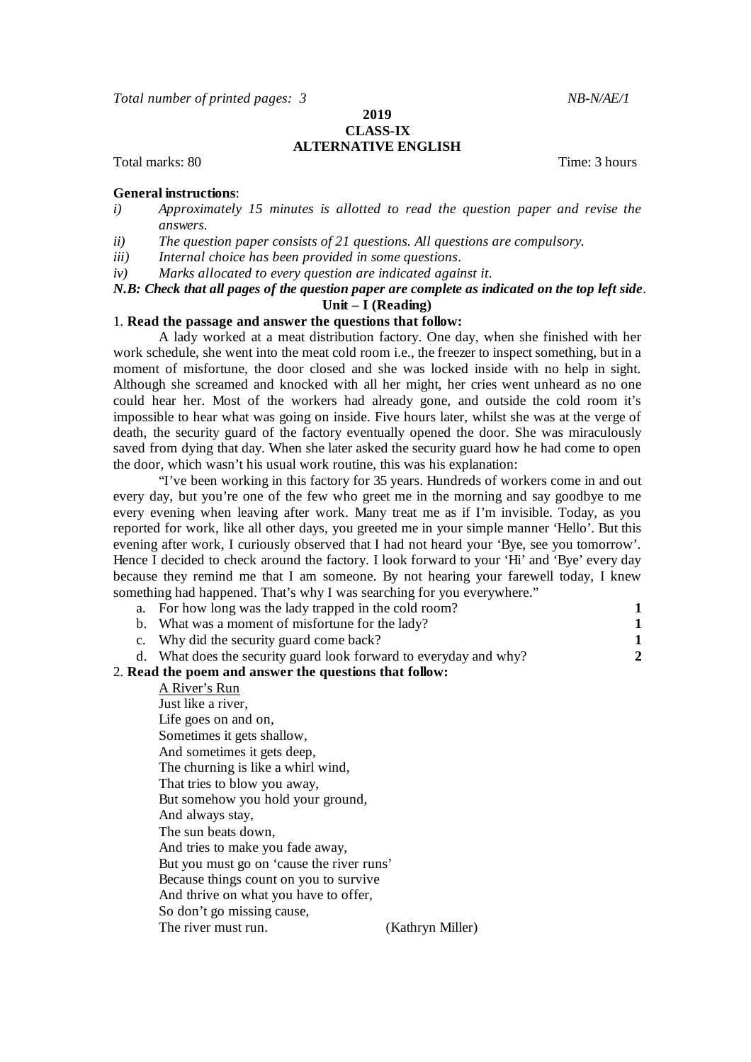*Total number of printed pages: 3* *NB-N/AE/1*

**2019**
**CLASS-IX**
**ALTERNATIVE ENGLISH**

Total marks: 80 Time: 3 hours

**General instructions**:

*i) Approximately 15 minutes is allotted to read the question paper and revise the answers.*
*ii) The question paper consists of 21 questions. All questions are compulsory.*
*iii) Internal choice has been provided in some questions.*
*iv) Marks allocated to every question are indicated against it.*

***N.B: Check that all pages of the question paper are complete as indicated on the top left side.***

## Unit – I (Reading)

1. **Read the passage and answer the questions that follow:**

A lady worked at a meat distribution factory. One day, when she finished with her work schedule, she went into the meat cold room i.e., the freezer to inspect something, but in a moment of misfortune, the door closed and she was locked inside with no help in sight. Although she screamed and knocked with all her might, her cries went unheard as no one could hear her. Most of the workers had already gone, and outside the cold room it's impossible to hear what was going on inside. Five hours later, whilst she was at the verge of death, the security guard of the factory eventually opened the door. She was miraculously saved from dying that day. When she later asked the security guard how he had come to open the door, which wasn't his usual work routine, this was his explanation:

"I've been working in this factory for 35 years. Hundreds of workers come in and out every day, but you're one of the few who greet me in the morning and say goodbye to me every evening when leaving after work. Many treat me as if I'm invisible. Today, as you reported for work, like all other days, you greeted me in your simple manner 'Hello'. But this evening after work, I curiously observed that I had not heard your 'Bye, see you tomorrow'. Hence I decided to check around the factory. I look forward to your 'Hi' and 'Bye' every day because they remind me that I am someone. By not hearing your farewell today, I knew something had happened. That's why I was searching for you everywhere."

a. For how long was the lady trapped in the cold room? **1**
b. What was a moment of misfortune for the lady? **1**
c. Why did the security guard come back? **1**
d. What does the security guard look forward to everyday and why? **2**

2. **Read the poem and answer the questions that follow:**

A River's Run

Just like a river,
Life goes on and on,
Sometimes it gets shallow,
And sometimes it gets deep,
The churning is like a whirl wind,
That tries to blow you away,
But somehow you hold your ground,
And always stay,
The sun beats down,
And tries to make you fade away,
But you must go on 'cause the river runs'
Because things count on you to survive
And thrive on what you have to offer,
So don't go missing cause,
The river must run. (Kathryn Miller)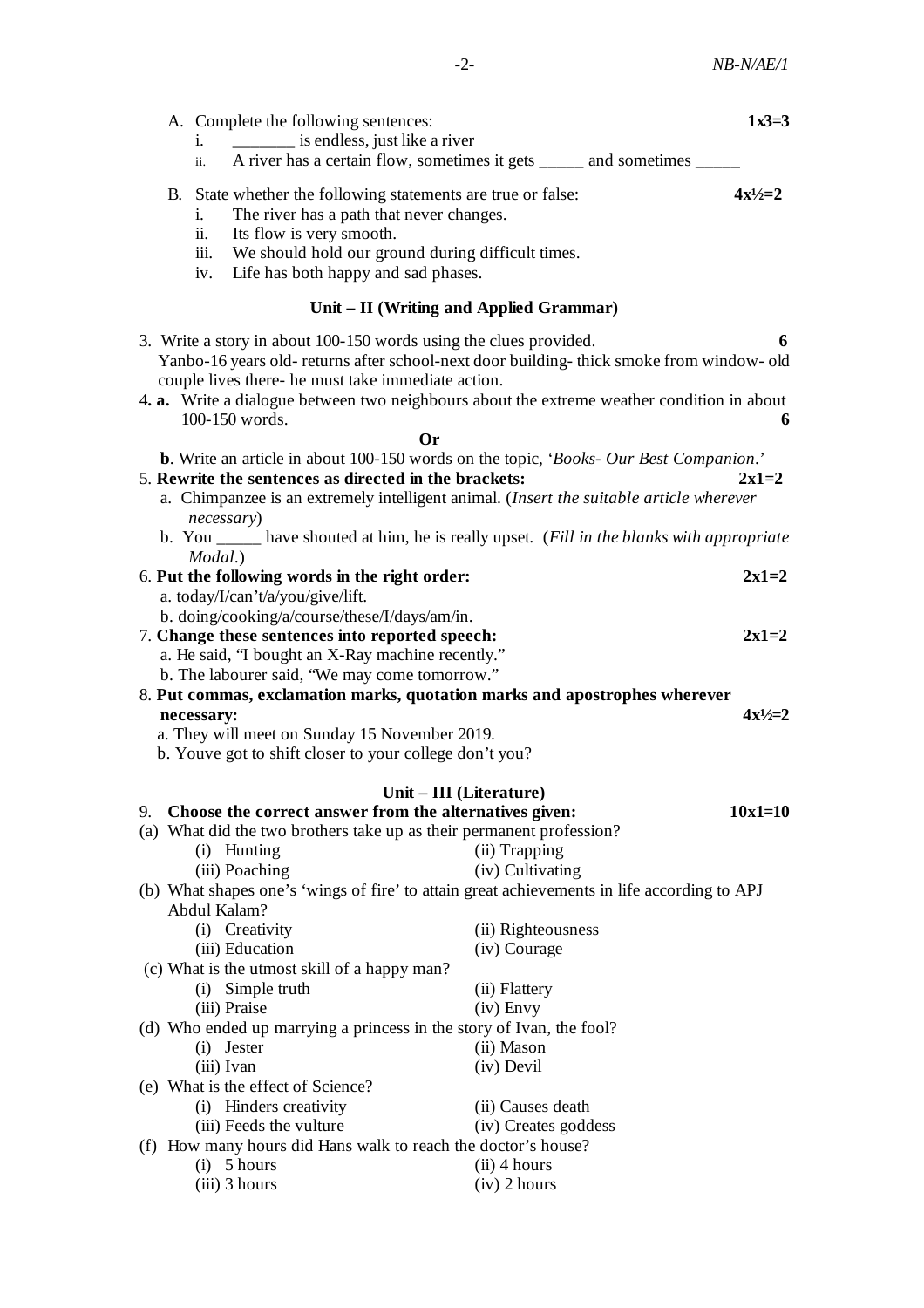A. Complete the following sentences: **1x3=3**

i. _______ is endless, just like a river

ii. A river has a certain flow, sometimes it gets _____ and sometimes _____

B. State whether the following statements are true or false: **4x½=2**

i. The river has a path that never changes.

ii. Its flow is very smooth.

iii. We should hold our ground during difficult times.

iv. Life has both happy and sad phases.

### Unit – II (Writing and Applied Grammar)

3. Write a story in about 100-150 words using the clues provided. **6**
Yanbo-16 years old- returns after school-next door building- thick smoke from window- old couple lives there- he must take immediate action.

4. **a.** Write a dialogue between two neighbours about the extreme weather condition in about 100-150 words. **6**

**Or**

**b**. Write an article in about 100-150 words on the topic, '*Books- Our Best Companion*.'

5. **Rewrite the sentences as directed in the brackets:** **2x1=2**
a. Chimpanzee is an extremely intelligent animal. (*Insert the suitable article wherever necessary*)
b. You _____ have shouted at him, he is really upset. (*Fill in the blanks with appropriate Modal.*)

6. **Put the following words in the right order:** **2x1=2**
a. today/I/can't/a/you/give/lift.
b. doing/cooking/a/course/these/I/days/am/in.

7. **Change these sentences into reported speech:** **2x1=2**
a. He said, "I bought an X-Ray machine recently."
b. The labourer said, "We may come tomorrow."

8. **Put commas, exclamation marks, quotation marks and apostrophes wherever necessary:** **4x½=2**
a. They will meet on Sunday 15 November 2019.
b. Youve got to shift closer to your college don't you?

### Unit – III (Literature)

9. **Choose the correct answer from the alternatives given:** **10x1=10**

(a) What did the two brothers take up as their permanent profession?
(i) Hunting (ii) Trapping
(iii) Poaching (iv) Cultivating

(b) What shapes one's 'wings of fire' to attain great achievements in life according to APJ Abdul Kalam?
(i) Creativity (ii) Righteousness
(iii) Education (iv) Courage

(c) What is the utmost skill of a happy man?
(i) Simple truth (ii) Flattery
(iii) Praise (iv) Envy

(d) Who ended up marrying a princess in the story of Ivan, the fool?
(i) Jester (ii) Mason
(iii) Ivan (iv) Devil

(e) What is the effect of Science?
(i) Hinders creativity (ii) Causes death
(iii) Feeds the vulture (iv) Creates goddess

(f) How many hours did Hans walk to reach the doctor's house?
(i) 5 hours (ii) 4 hours
(iii) 3 hours (iv) 2 hours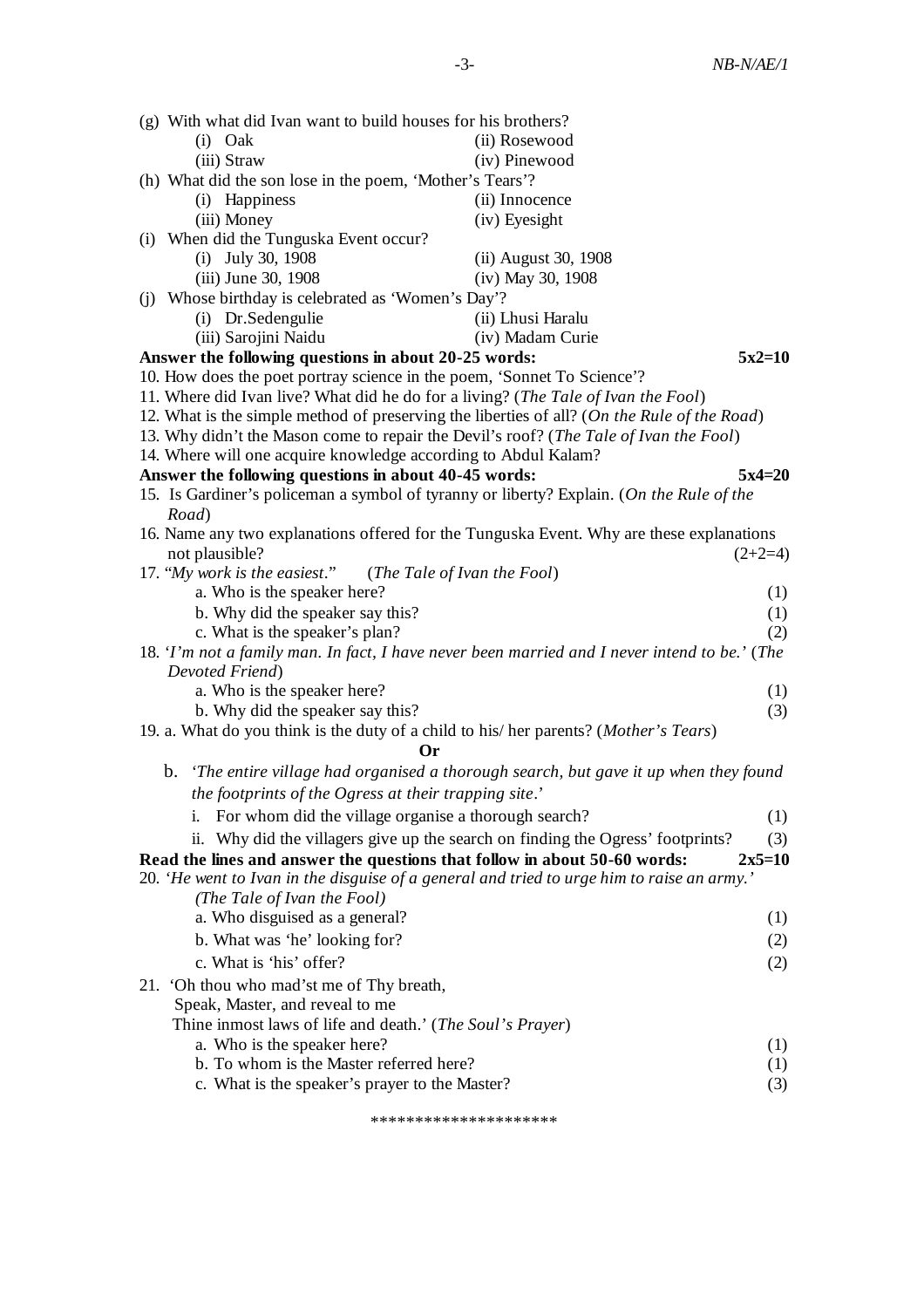(g) With what did Ivan want to build houses for his brothers?

(i) Oak (ii) Rosewood
(iii) Straw (iv) Pinewood

(h) What did the son lose in the poem, 'Mother's Tears'?

(i) Happiness (ii) Innocence
(iii) Money (iv) Eyesight

(i) When did the Tunguska Event occur?

(i) July 30, 1908 (ii) August 30, 1908
(iii) June 30, 1908 (iv) May 30, 1908

(j) Whose birthday is celebrated as 'Women's Day'?

(i) Dr.Sedengulie (ii) Lhusi Haralu
(iii) Sarojini Naidu (iv) Madam Curie

**Answer the following questions in about 20-25 words: 5x2=10**

10. How does the poet portray science in the poem, 'Sonnet To Science'?
11. Where did Ivan live? What did he do for a living? (*The Tale of Ivan the Fool*)
12. What is the simple method of preserving the liberties of all? (*On the Rule of the Road*)
13. Why didn't the Mason come to repair the Devil's roof? (*The Tale of Ivan the Fool*)
14. Where will one acquire knowledge according to Abdul Kalam?

**Answer the following questions in about 40-45 words: 5x4=20**

15. Is Gardiner's policeman a symbol of tyranny or liberty? Explain. (*On the Rule of the Road*)
16. Name any two explanations offered for the Tunguska Event. Why are these explanations not plausible? (2+2=4)
17. "*My work is the easiest*." (*The Tale of Ivan the Fool*)
    a. Who is the speaker here? (1)
    b. Why did the speaker say this? (1)
    c. What is the speaker's plan? (2)
18. '*I'm not a family man. In fact, I have never been married and I never intend to be.*' (*The Devoted Friend*)
    a. Who is the speaker here? (1)
    b. Why did the speaker say this? (3)
19. a. What do you think is the duty of a child to his/ her parents? (*Mother's Tears*)

**Or**

b. '*The entire village had organised a thorough search, but gave it up when they found the footprints of the Ogress at their trapping site*.'
    i. For whom did the village organise a thorough search? (1)
    ii. Why did the villagers give up the search on finding the Ogress' footprints? (3)

**Read the lines and answer the questions that follow in about 50-60 words: 2x5=10**

20. '*He went to Ivan in the disguise of a general and tried to urge him to raise an army.*' *(The Tale of Ivan the Fool)*
    a. Who disguised as a general? (1)
    b. What was 'he' looking for? (2)
    c. What is 'his' offer? (2)
21. 'Oh thou who mad'st me of Thy breath,
    Speak, Master, and reveal to me
    Thine inmost laws of life and death.' (*The Soul's Prayer*)
    a. Who is the speaker here? (1)
    b. To whom is the Master referred here? (1)
    c. What is the speaker's prayer to the Master? (3)

*********************